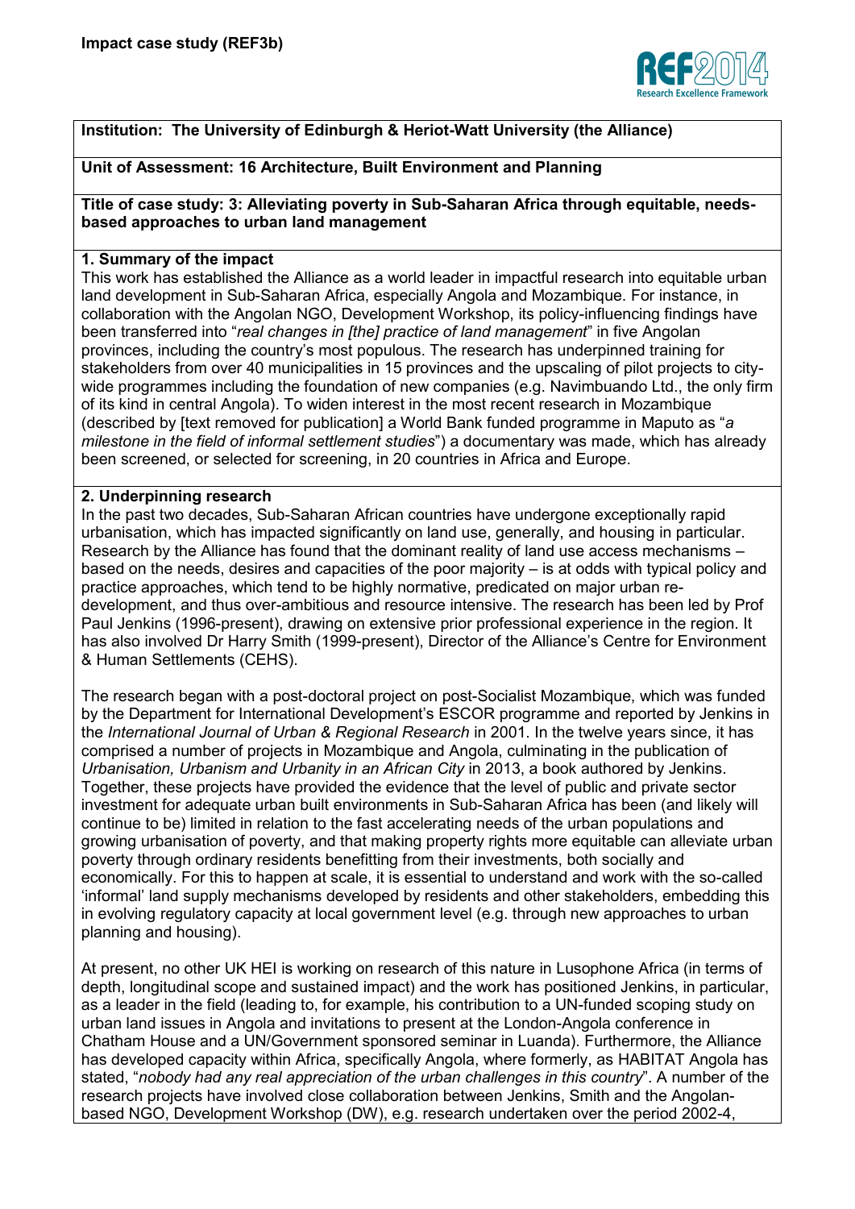**Institution: The University of Edinburgh & Heriot-Watt University (the Alliance)**

**Unit of Assessment: 16 Architecture, Built Environment and Planning**

**Title of case study: 3: Alleviating poverty in Sub-Saharan Africa through equitable, needs-based approaches to urban land management**

## 1. Summary of the impact

This work has established the Alliance as a world leader in impactful research into equitable urban land development in Sub-Saharan Africa, especially Angola and Mozambique. For instance, in collaboration with the Angolan NGO, Development Workshop, its policy-influencing findings have been transferred into "*real changes in [the] practice of land management*" in five Angolan provinces, including the country's most populous. The research has underpinned training for stakeholders from over 40 municipalities in 15 provinces and the upscaling of pilot projects to city-wide programmes including the foundation of new companies (e.g. Navimbuando Ltd., the only firm of its kind in central Angola). To widen interest in the most recent research in Mozambique (described by [text removed for publication] a World Bank funded programme in Maputo as "*a milestone in the field of informal settlement studies*") a documentary was made, which has already been screened, or selected for screening, in 20 countries in Africa and Europe.

## 2. Underpinning research

In the past two decades, Sub-Saharan African countries have undergone exceptionally rapid urbanisation, which has impacted significantly on land use, generally, and housing in particular. Research by the Alliance has found that the dominant reality of land use access mechanisms – based on the needs, desires and capacities of the poor majority – is at odds with typical policy and practice approaches, which tend to be highly normative, predicated on major urban re-development, and thus over-ambitious and resource intensive. The research has been led by Prof Paul Jenkins (1996-present), drawing on extensive prior professional experience in the region. It has also involved Dr Harry Smith (1999-present), Director of the Alliance's Centre for Environment & Human Settlements (CEHS).

The research began with a post-doctoral project on post-Socialist Mozambique, which was funded by the Department for International Development's ESCOR programme and reported by Jenkins in the *International Journal of Urban & Regional Research* in 2001. In the twelve years since, it has comprised a number of projects in Mozambique and Angola, culminating in the publication of *Urbanisation, Urbanism and Urbanity in an African City* in 2013, a book authored by Jenkins. Together, these projects have provided the evidence that the level of public and private sector investment for adequate urban built environments in Sub-Saharan Africa has been (and likely will continue to be) limited in relation to the fast accelerating needs of the urban populations and growing urbanisation of poverty, and that making property rights more equitable can alleviate urban poverty through ordinary residents benefitting from their investments, both socially and economically. For this to happen at scale, it is essential to understand and work with the so-called 'informal' land supply mechanisms developed by residents and other stakeholders, embedding this in evolving regulatory capacity at local government level (e.g. through new approaches to urban planning and housing).

At present, no other UK HEI is working on research of this nature in Lusophone Africa (in terms of depth, longitudinal scope and sustained impact) and the work has positioned Jenkins, in particular, as a leader in the field (leading to, for example, his contribution to a UN-funded scoping study on urban land issues in Angola and invitations to present at the London-Angola conference in Chatham House and a UN/Government sponsored seminar in Luanda). Furthermore, the Alliance has developed capacity within Africa, specifically Angola, where formerly, as HABITAT Angola has stated, "*nobody had any real appreciation of the urban challenges in this country*". A number of the research projects have involved close collaboration between Jenkins, Smith and the Angolan-based NGO, Development Workshop (DW), e.g. research undertaken over the period 2002-4,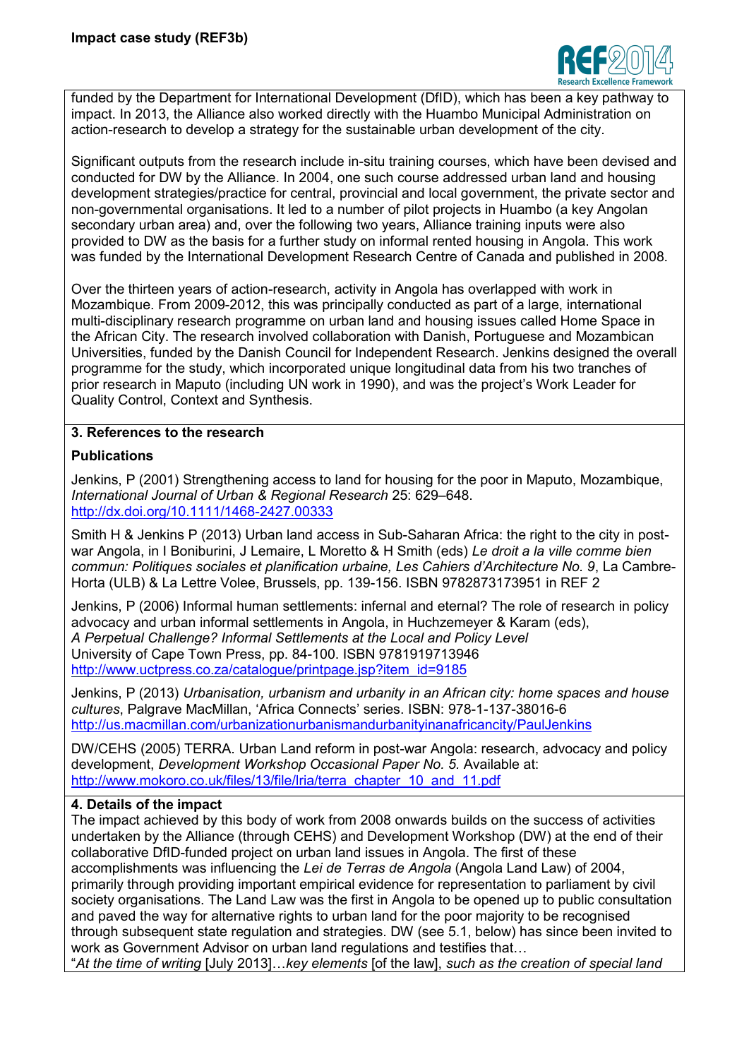funded by the Department for International Development (DfID), which has been a key pathway to impact. In 2013, the Alliance also worked directly with the Huambo Municipal Administration on action-research to develop a strategy for the sustainable urban development of the city.

Significant outputs from the research include in-situ training courses, which have been devised and conducted for DW by the Alliance. In 2004, one such course addressed urban land and housing development strategies/practice for central, provincial and local government, the private sector and non-governmental organisations. It led to a number of pilot projects in Huambo (a key Angolan secondary urban area) and, over the following two years, Alliance training inputs were also provided to DW as the basis for a further study on informal rented housing in Angola. This work was funded by the International Development Research Centre of Canada and published in 2008.

Over the thirteen years of action-research, activity in Angola has overlapped with work in Mozambique. From 2009-2012, this was principally conducted as part of a large, international multi-disciplinary research programme on urban land and housing issues called Home Space in the African City. The research involved collaboration with Danish, Portuguese and Mozambican Universities, funded by the Danish Council for Independent Research. Jenkins designed the overall programme for the study, which incorporated unique longitudinal data from his two tranches of prior research in Maputo (including UN work in 1990), and was the project's Work Leader for Quality Control, Context and Synthesis.

## 3. References to the research

### Publications

Jenkins, P (2001) Strengthening access to land for housing for the poor in Maputo, Mozambique, *International Journal of Urban & Regional Research* 25: 629–648. http://dx.doi.org/10.1111/1468-2427.00333

Smith H & Jenkins P (2013) Urban land access in Sub-Saharan Africa: the right to the city in post-war Angola, in I Boniburini, J Lemaire, L Moretto & H Smith (eds) *Le droit a la ville comme bien commun: Politiques sociales et planification urbaine, Les Cahiers d'Architecture No. 9*, La Cambre-Horta (ULB) & La Lettre Volee, Brussels, pp. 139-156. ISBN 9782873173951 in REF 2

Jenkins, P (2006) Informal human settlements: infernal and eternal? The role of research in policy advocacy and urban informal settlements in Angola, in Huchzemeyer & Karam (eds), *A Perpetual Challenge? Informal Settlements at the Local and Policy Level* University of Cape Town Press, pp. 84-100. ISBN 9781919713946 http://www.uctpress.co.za/catalogue/printpage.jsp?item_id=9185

Jenkins, P (2013) *Urbanisation, urbanism and urbanity in an African city: home spaces and house cultures*, Palgrave MacMillan, 'Africa Connects' series. ISBN: 978-1-137-38016-6 http://us.macmillan.com/urbanizationurbanismandurbanityinanafricancity/PaulJenkins

DW/CEHS (2005) TERRA. Urban Land reform in post-war Angola: research, advocacy and policy development, *Development Workshop Occasional Paper No. 5.* Available at: http://www.mokoro.co.uk/files/13/file/lria/terra_chapter_10_and_11.pdf

## 4. Details of the impact

The impact achieved by this body of work from 2008 onwards builds on the success of activities undertaken by the Alliance (through CEHS) and Development Workshop (DW) at the end of their collaborative DfID-funded project on urban land issues in Angola. The first of these accomplishments was influencing the *Lei de Terras de Angola* (Angola Land Law) of 2004, primarily through providing important empirical evidence for representation to parliament by civil society organisations. The Land Law was the first in Angola to be opened up to public consultation and paved the way for alternative rights to urban land for the poor majority to be recognised through subsequent state regulation and strategies. DW (see 5.1, below) has since been invited to work as Government Advisor on urban land regulations and testifies that…

"*At the time of writing* [July 2013]…*key elements* [of the law], *such as the creation of special land*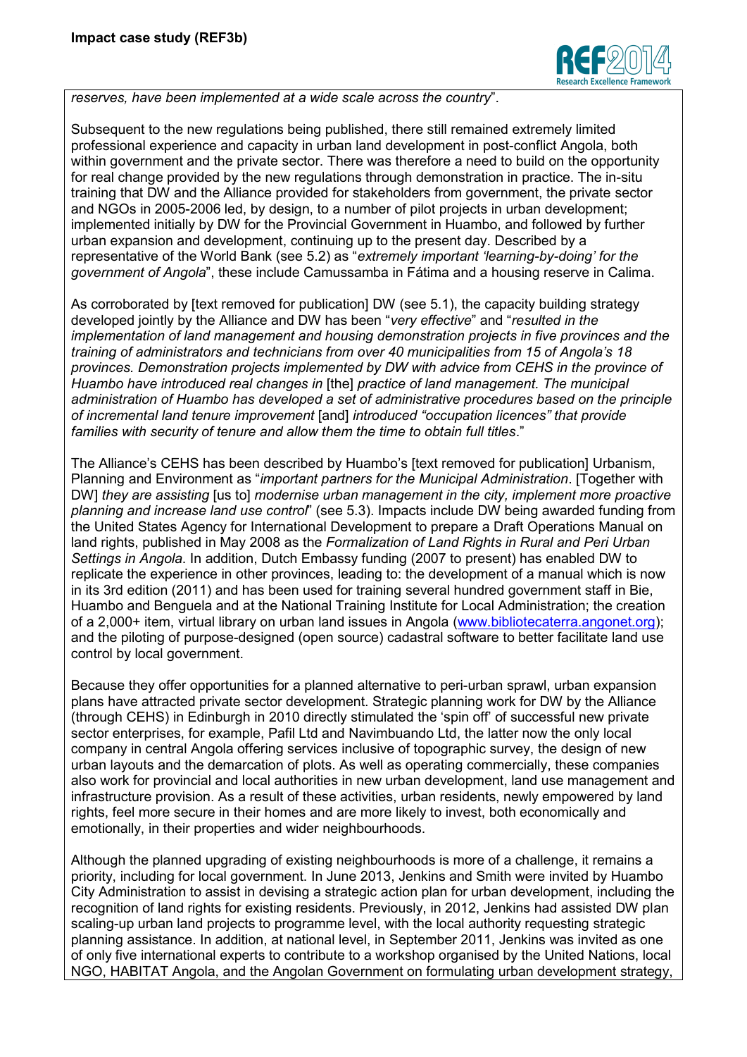*reserves, have been implemented at a wide scale across the country*".

Subsequent to the new regulations being published, there still remained extremely limited professional experience and capacity in urban land development in post-conflict Angola, both within government and the private sector. There was therefore a need to build on the opportunity for real change provided by the new regulations through demonstration in practice. The in-situ training that DW and the Alliance provided for stakeholders from government, the private sector and NGOs in 2005-2006 led, by design, to a number of pilot projects in urban development; implemented initially by DW for the Provincial Government in Huambo, and followed by further urban expansion and development, continuing up to the present day. Described by a representative of the World Bank (see 5.2) as "*extremely important 'learning-by-doing' for the government of Angola*", these include Camussamba in Fátima and a housing reserve in Calima.

As corroborated by [text removed for publication] DW (see 5.1), the capacity building strategy developed jointly by the Alliance and DW has been "*very effective*" and "*resulted in the implementation of land management and housing demonstration projects in five provinces and the training of administrators and technicians from over 40 municipalities from 15 of Angola's 18 provinces. Demonstration projects implemented by DW with advice from CEHS in the province of Huambo have introduced real changes in* [the] *practice of land management. The municipal administration of Huambo has developed a set of administrative procedures based on the principle of incremental land tenure improvement* [and] *introduced "occupation licences" that provide families with security of tenure and allow them the time to obtain full titles*."

The Alliance's CEHS has been described by Huambo's [text removed for publication] Urbanism, Planning and Environment as "*important partners for the Municipal Administration*. [Together with DW] *they are assisting* [us to] *modernise urban management in the city, implement more proactive planning and increase land use control*" (see 5.3). Impacts include DW being awarded funding from the United States Agency for International Development to prepare a Draft Operations Manual on land rights, published in May 2008 as the *Formalization of Land Rights in Rural and Peri Urban Settings in Angola*. In addition, Dutch Embassy funding (2007 to present) has enabled DW to replicate the experience in other provinces, leading to: the development of a manual which is now in its 3rd edition (2011) and has been used for training several hundred government staff in Bie, Huambo and Benguela and at the National Training Institute for Local Administration; the creation of a 2,000+ item, virtual library on urban land issues in Angola (www.bibliotecaterra.angonet.org); and the piloting of purpose-designed (open source) cadastral software to better facilitate land use control by local government.

Because they offer opportunities for a planned alternative to peri-urban sprawl, urban expansion plans have attracted private sector development. Strategic planning work for DW by the Alliance (through CEHS) in Edinburgh in 2010 directly stimulated the 'spin off' of successful new private sector enterprises, for example, Pafil Ltd and Navimbuando Ltd, the latter now the only local company in central Angola offering services inclusive of topographic survey, the design of new urban layouts and the demarcation of plots. As well as operating commercially, these companies also work for provincial and local authorities in new urban development, land use management and infrastructure provision. As a result of these activities, urban residents, newly empowered by land rights, feel more secure in their homes and are more likely to invest, both economically and emotionally, in their properties and wider neighbourhoods.

Although the planned upgrading of existing neighbourhoods is more of a challenge, it remains a priority, including for local government. In June 2013, Jenkins and Smith were invited by Huambo City Administration to assist in devising a strategic action plan for urban development, including the recognition of land rights for existing residents. Previously, in 2012, Jenkins had assisted DW plan scaling-up urban land projects to programme level, with the local authority requesting strategic planning assistance. In addition, at national level, in September 2011, Jenkins was invited as one of only five international experts to contribute to a workshop organised by the United Nations, local NGO, HABITAT Angola, and the Angolan Government on formulating urban development strategy,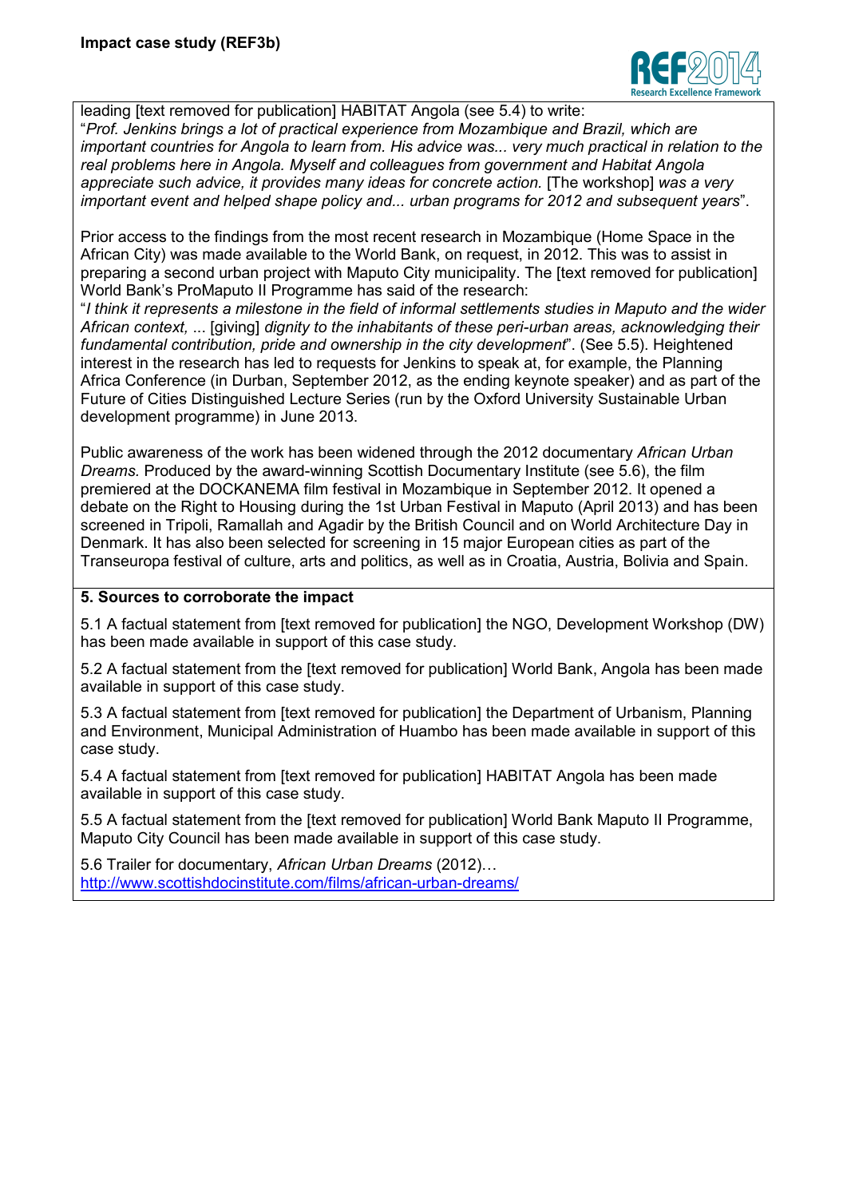leading [text removed for publication] HABITAT Angola (see 5.4) to write:
"*Prof. Jenkins brings a lot of practical experience from Mozambique and Brazil, which are important countries for Angola to learn from. His advice was... very much practical in relation to the real problems here in Angola. Myself and colleagues from government and Habitat Angola appreciate such advice, it provides many ideas for concrete action.* [The workshop] *was a very important event and helped shape policy and... urban programs for 2012 and subsequent years*".

Prior access to the findings from the most recent research in Mozambique (Home Space in the African City) was made available to the World Bank, on request, in 2012. This was to assist in preparing a second urban project with Maputo City municipality. The [text removed for publication] World Bank's ProMaputo II Programme has said of the research:
"*I think it represents a milestone in the field of informal settlements studies in Maputo and the wider African context,* ... [giving] *dignity to the inhabitants of these peri-urban areas, acknowledging their fundamental contribution, pride and ownership in the city development*". (See 5.5). Heightened interest in the research has led to requests for Jenkins to speak at, for example, the Planning Africa Conference (in Durban, September 2012, as the ending keynote speaker) and as part of the Future of Cities Distinguished Lecture Series (run by the Oxford University Sustainable Urban development programme) in June 2013.

Public awareness of the work has been widened through the 2012 documentary *African Urban Dreams.* Produced by the award-winning Scottish Documentary Institute (see 5.6), the film premiered at the DOCKANEMA film festival in Mozambique in September 2012. It opened a debate on the Right to Housing during the 1st Urban Festival in Maputo (April 2013) and has been screened in Tripoli, Ramallah and Agadir by the British Council and on World Architecture Day in Denmark. It has also been selected for screening in 15 major European cities as part of the Transeuropa festival of culture, arts and politics, as well as in Croatia, Austria, Bolivia and Spain.

## 5. Sources to corroborate the impact

5.1 A factual statement from [text removed for publication] the NGO, Development Workshop (DW) has been made available in support of this case study.

5.2 A factual statement from the [text removed for publication] World Bank, Angola has been made available in support of this case study.

5.3 A factual statement from [text removed for publication] the Department of Urbanism, Planning and Environment, Municipal Administration of Huambo has been made available in support of this case study.

5.4 A factual statement from [text removed for publication] HABITAT Angola has been made available in support of this case study.

5.5 A factual statement from the [text removed for publication] World Bank Maputo II Programme, Maputo City Council has been made available in support of this case study.

5.6 Trailer for documentary, *African Urban Dreams* (2012)…
http://www.scottishdocinstitute.com/films/african-urban-dreams/